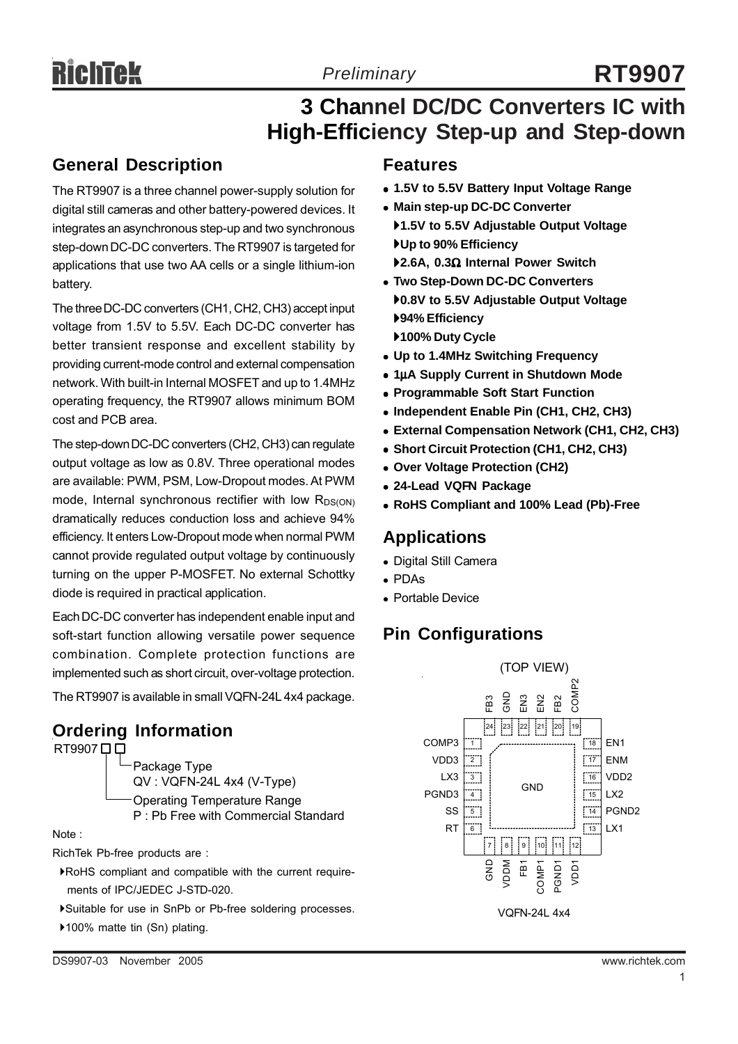# RT9907

*Preliminary*

## 3 Channel DC/DC Converters IC with High-Efficiency Step-up and Step-down

## General Description

The RT9907 is a three channel power-supply solution for digital still cameras and other battery-powered devices. It integrates an asynchronous step-up and two synchronous step-down DC-DC converters. The RT9907 is targeted for applications that use two AA cells or a single lithium-ion battery.

The three DC-DC converters (CH1, CH2, CH3) accept input voltage from 1.5V to 5.5V. Each DC-DC converter has better transient response and excellent stability by providing current-mode control and external compensation network. With built-in Internal MOSFET and up to 1.4MHz operating frequency, the RT9907 allows minimum BOM cost and PCB area.

The step-down DC-DC converters (CH2, CH3) can regulate output voltage as low as 0.8V. Three operational modes are available: PWM, PSM, Low-Dropout modes. At PWM mode, Internal synchronous rectifier with low $R_{DS(ON)}$ dramatically reduces conduction loss and achieve 94% efficiency. It enters Low-Dropout mode when normal PWM cannot provide regulated output voltage by continuously turning on the upper P-MOSFET. No external Schottky diode is required in practical application.

Each DC-DC converter has independent enable input and soft-start function allowing versatile power sequence combination. Complete protection functions are implemented such as short circuit, over-voltage protection.

The RT9907 is available in small VQFN-24L 4x4 package.

## Ordering Information

RT9907 □ □

- Package Type
  QV : VQFN-24L 4x4 (V-Type)
- Operating Temperature Range
  P : Pb Free with Commercial Standard

Note :

RichTek Pb-free products are :

- RoHS compliant and compatible with the current requirements of IPC/JEDEC J-STD-020.
- Suitable for use in SnPb or Pb-free soldering processes.
- 100% matte tin (Sn) plating.

## Features

- **1.5V to 5.5V Battery Input Voltage Range**
- **Main step-up DC-DC Converter**
  - **1.5V to 5.5V Adjustable Output Voltage**
  - **Up to 90% Efficiency**
  - **2.6A, 0.3Ω Internal Power Switch**
- **Two Step-Down DC-DC Converters**
  - **0.8V to 5.5V Adjustable Output Voltage**
  - **94% Efficiency**
  - **100% Duty Cycle**
- **Up to 1.4MHz Switching Frequency**
- **1μA Supply Current in Shutdown Mode**
- **Programmable Soft Start Function**
- **Independent Enable Pin (CH1, CH2, CH3)**
- **External Compensation Network (CH1, CH2, CH3)**
- **Short Circuit Protection (CH1, CH2, CH3)**
- **Over Voltage Protection (CH2)**
- **24-Lead VQFN Package**
- **RoHS Compliant and 100% Lead (Pb)-Free**

## Applications

- Digital Still Camera
- PDAs
- Portable Device

## Pin Configurations

(TOP VIEW)

| Pin | Name | Pin | Name |
|---|---|---|---|
| 1 | COMP3 | 13 | LX1 |
| 2 | VDD3 | 14 | PGND2 |
| 3 | LX3 | 15 | LX2 |
| 4 | PGND3 | 16 | VDD2 |
| 5 | SS | 17 | ENM |
| 6 | RT | 18 | EN1 |
| 7 | GND | 19 | COMP2 |
| 8 | VDDM | 20 | FB2 |
| 9 | FB1 | 21 | EN2 |
| 10 | COMP1 | 22 | EN3 |
| 11 | PGND1 | 23 | GND |
| 12 | VDD1 | 24 | FB3 |

Exposed pad: GND

VQFN-24L 4x4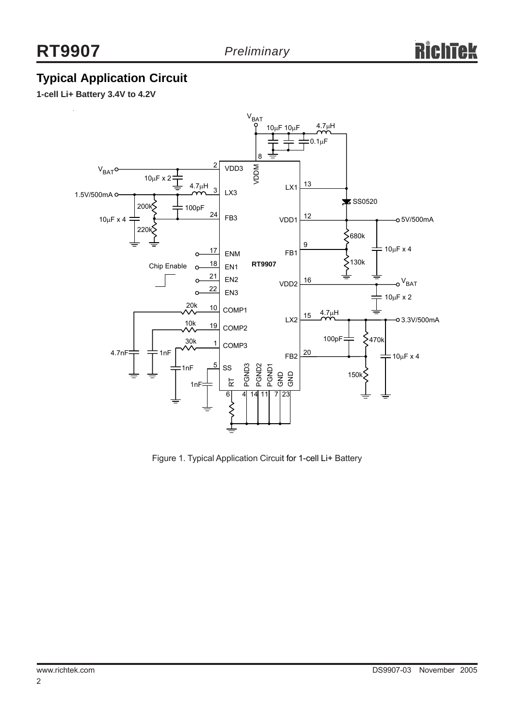## Typical Application Circuit

**1-cell Li+ Battery 3.4V to 4.2V**

Figure 1. Typical Application Circuit for 1-cell Li+ Battery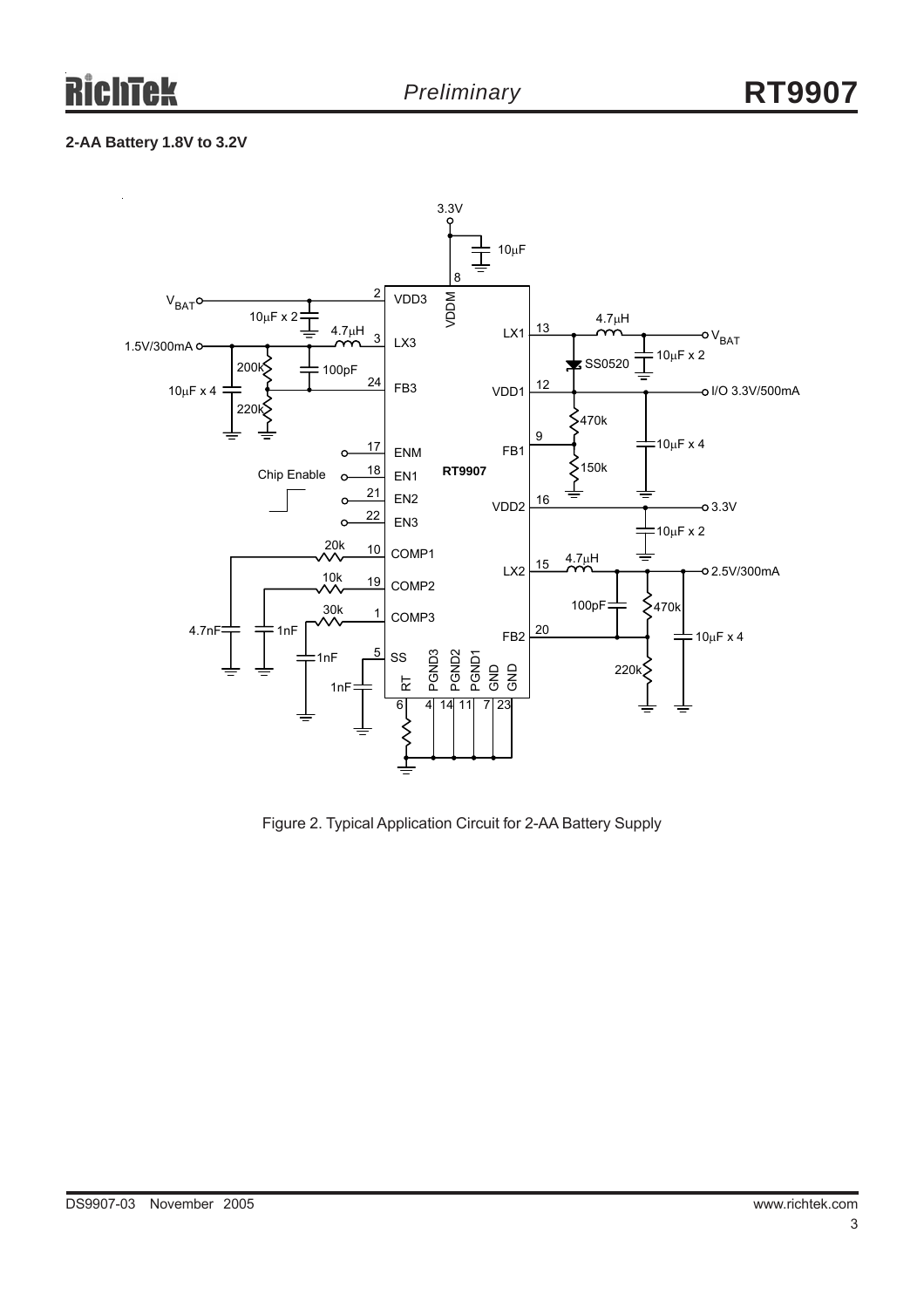**2-AA Battery 1.8V to 3.2V**

Figure 2. Typical Application Circuit for 2-AA Battery Supply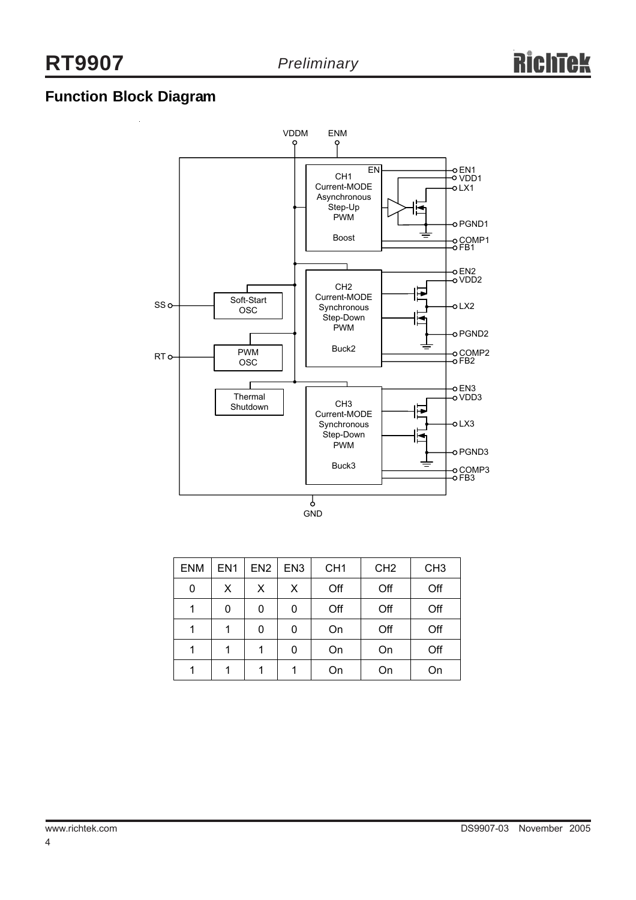## Function Block Diagram

| ENM | EN1 | EN2 | EN3 | CH1 | CH2 | CH3 |
|---|---|---|---|---|---|---|
| 0 | X | X | X | Off | Off | Off |
| 1 | 0 | 0 | 0 | Off | Off | Off |
| 1 | 1 | 0 | 0 | On | Off | Off |
| 1 | 1 | 1 | 0 | On | On | Off |
| 1 | 1 | 1 | 1 | On | On | On |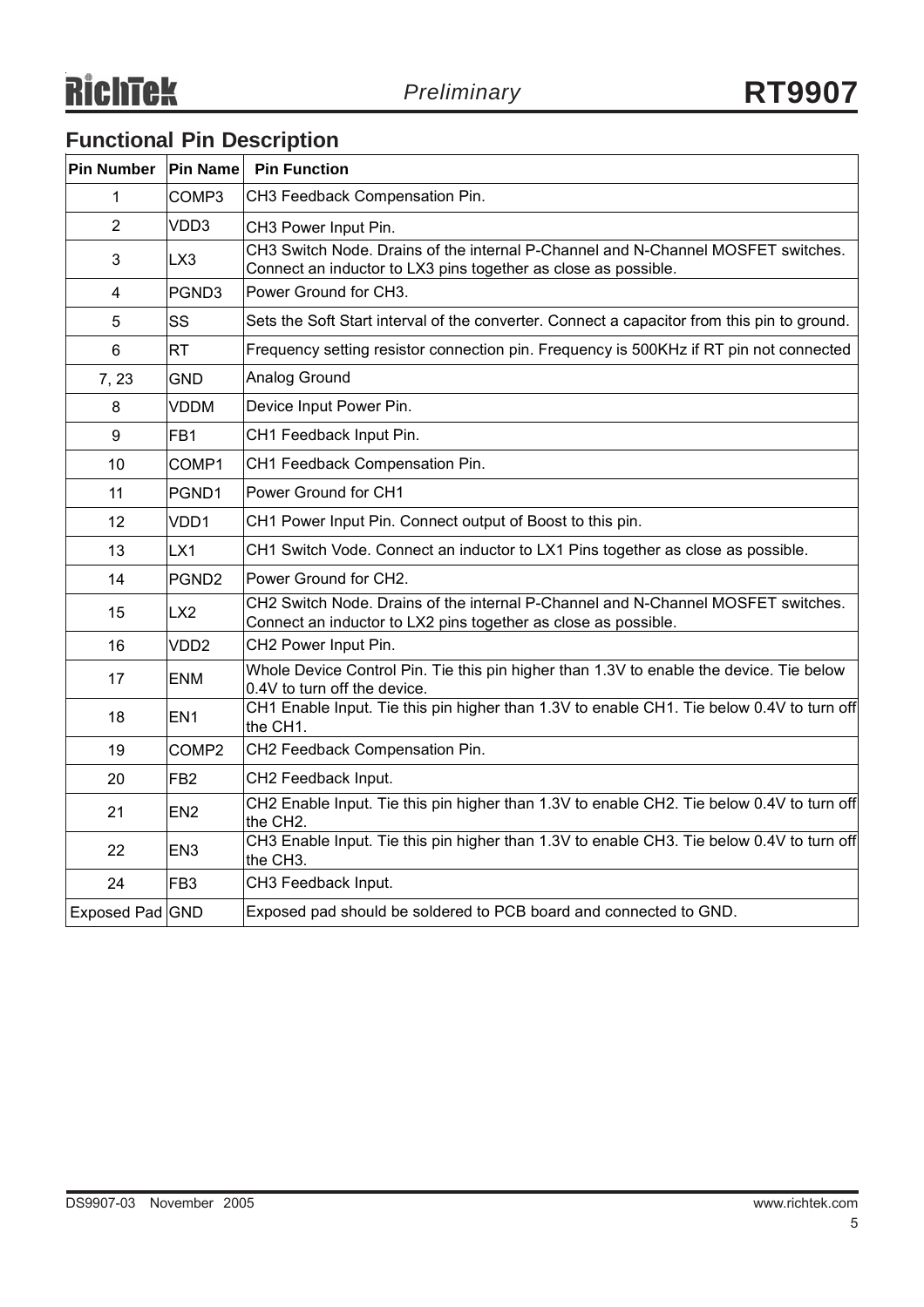## Functional Pin Description

| Pin Number | Pin Name | Pin Function |
|---|---|---|
| 1 | COMP3 | CH3 Feedback Compensation Pin. |
| 2 | VDD3 | CH3 Power Input Pin. |
| 3 | LX3 | CH3 Switch Node. Drains of the internal P-Channel and N-Channel MOSFET switches. Connect an inductor to LX3 pins together as close as possible. |
| 4 | PGND3 | Power Ground for CH3. |
| 5 | SS | Sets the Soft Start interval of the converter. Connect a capacitor from this pin to ground. |
| 6 | RT | Frequency setting resistor connection pin. Frequency is 500KHz if RT pin not connected |
| 7, 23 | GND | Analog Ground |
| 8 | VDDM | Device Input Power Pin. |
| 9 | FB1 | CH1 Feedback Input Pin. |
| 10 | COMP1 | CH1 Feedback Compensation Pin. |
| 11 | PGND1 | Power Ground for CH1 |
| 12 | VDD1 | CH1 Power Input Pin. Connect output of Boost to this pin. |
| 13 | LX1 | CH1 Switch Vode. Connect an inductor to LX1 Pins together as close as possible. |
| 14 | PGND2 | Power Ground for CH2. |
| 15 | LX2 | CH2 Switch Node. Drains of the internal P-Channel and N-Channel MOSFET switches. Connect an inductor to LX2 pins together as close as possible. |
| 16 | VDD2 | CH2 Power Input Pin. |
| 17 | ENM | Whole Device Control Pin. Tie this pin higher than 1.3V to enable the device. Tie below 0.4V to turn off the device. |
| 18 | EN1 | CH1 Enable Input. Tie this pin higher than 1.3V to enable CH1. Tie below 0.4V to turn off the CH1. |
| 19 | COMP2 | CH2 Feedback Compensation Pin. |
| 20 | FB2 | CH2 Feedback Input. |
| 21 | EN2 | CH2 Enable Input. Tie this pin higher than 1.3V to enable CH2. Tie below 0.4V to turn off the CH2. |
| 22 | EN3 | CH3 Enable Input. Tie this pin higher than 1.3V to enable CH3. Tie below 0.4V to turn off the CH3. |
| 24 | FB3 | CH3 Feedback Input. |
| Exposed Pad | GND | Exposed pad should be soldered to PCB board and connected to GND. |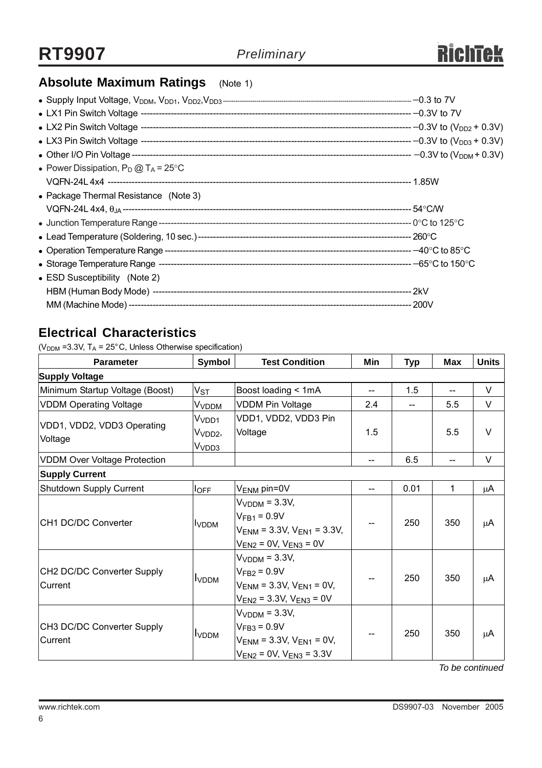## Absolute Maximum Ratings (Note 1)

- Supply Input Voltage, $V_{DDM}$, $V_{DD1}$, $V_{DD2}$,$V_{DD3}$ ---------- −0.3 to 7V
- LX1 Pin Switch Voltage ---------- −0.3V to 7V
- LX2 Pin Switch Voltage ---------- −0.3V to ($V_{DD2}$ + 0.3V)
- LX3 Pin Switch Voltage ---------- −0.3V to ($V_{DD3}$ + 0.3V)
- Other I/O Pin Voltage ---------- −0.3V to ($V_{DDM}$ + 0.3V)
- Power Dissipation, $P_D$ @ $T_A$ = 25°C
  VQFN-24L 4x4 ---------- 1.85W
- Package Thermal Resistance (Note 3)
  VQFN-24L 4x4, $\theta_{JA}$ ---------- 54°C/W
- Junction Temperature Range ---------- 0°C to 125°C
- Lead Temperature (Soldering, 10 sec.) ---------- 260°C
- Operation Temperature Range ---------- −40°C to 85°C
- Storage Temperature Range ---------- −65°C to 150°C
- ESD Susceptibility (Note 2)
  HBM (Human Body Mode) ---------- 2kV
  MM (Machine Mode) ---------- 200V

## Electrical Characteristics

($V_{DDM}$ =3.3V, $T_A$ = 25°C, Unless Otherwise specification)

| Parameter | Symbol | Test Condition | Min | Typ | Max | Units |
|---|---|---|---|---|---|---|
| **Supply Voltage** | | | | | | |
| Minimum Startup Voltage (Boost) | $V_{ST}$ | Boost loading < 1mA | -- | 1.5 | -- | V |
| VDDM Operating Voltage | $V_{VDDM}$ | VDDM Pin Voltage | 2.4 | -- | 5.5 | V |
| VDD1, VDD2, VDD3 Operating Voltage | $V_{VDD1}$ $V_{VDD2}$, $V_{VDD3}$ | VDD1, VDD2, VDD3 Pin Voltage | 1.5 | | 5.5 | V |
| VDDM Over Voltage Protection | | | -- | 6.5 | -- | V |
| **Supply Current** | | | | | | |
| Shutdown Supply Current | $I_{OFF}$ | $V_{ENM}$ pin=0V | -- | 0.01 | 1 | μA |
| CH1 DC/DC Converter | $I_{VDDM}$ | $V_{VDDM}$ = 3.3V, $V_{FB1}$ = 0.9V $V_{ENM}$ = 3.3V, $V_{EN1}$ = 3.3V, $V_{EN2}$ = 0V, $V_{EN3}$ = 0V | -- | 250 | 350 | μA |
| CH2 DC/DC Converter Supply Current | $I_{VDDM}$ | $V_{VDDM}$ = 3.3V, $V_{FB2}$ = 0.9V $V_{ENM}$ = 3.3V, $V_{EN1}$ = 0V, $V_{EN2}$ = 3.3V, $V_{EN3}$ = 0V | -- | 250 | 350 | μA |
| CH3 DC/DC Converter Supply Current | $I_{VDDM}$ | $V_{VDDM}$ = 3.3V, $V_{FB3}$ = 0.9V $V_{ENM}$ = 3.3V, $V_{EN1}$ = 0V, $V_{EN2}$ = 0V, $V_{EN3}$ = 3.3V | -- | 250 | 350 | μA |

*To be continued*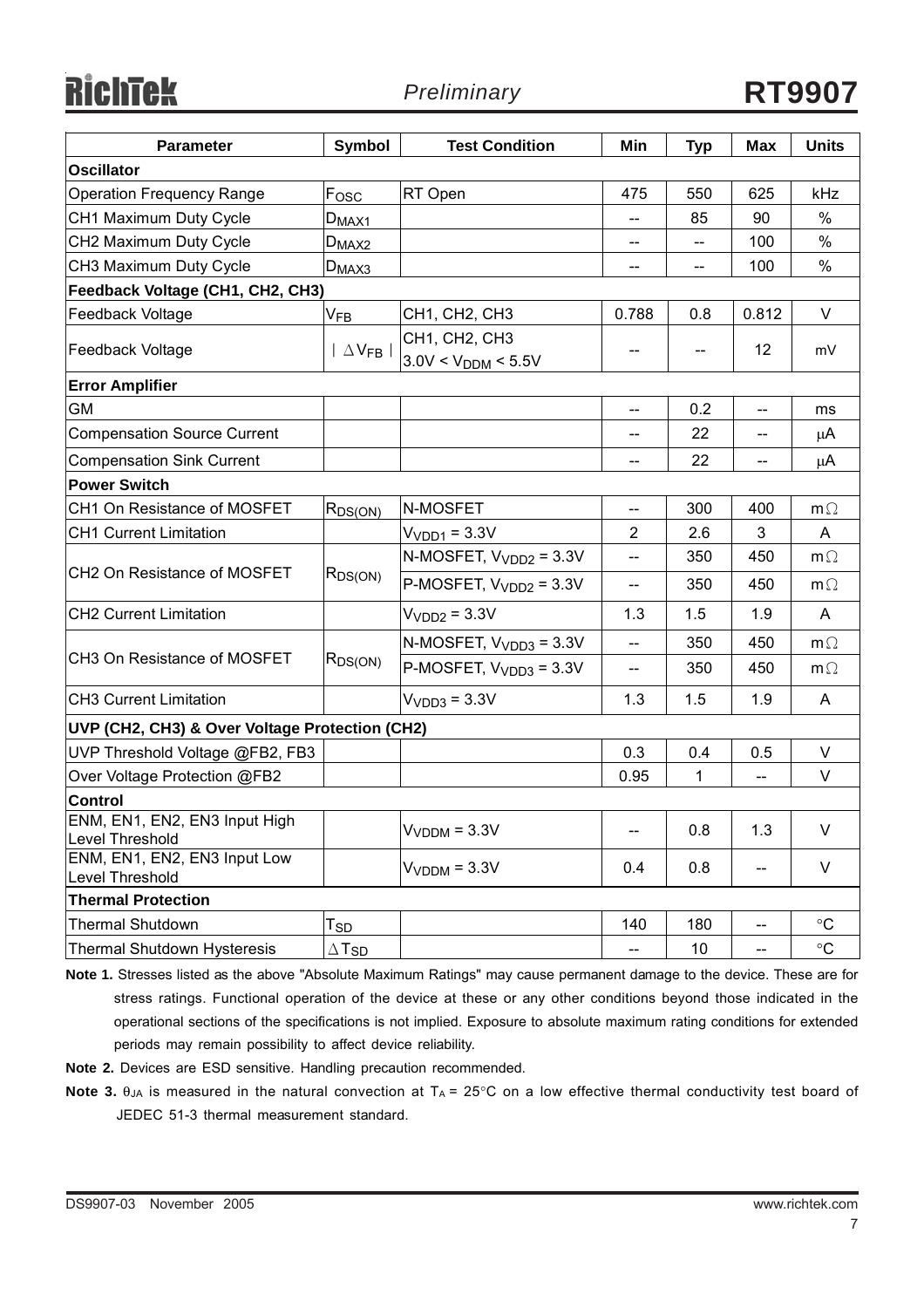| Parameter | Symbol | Test Condition | Min | Typ | Max | Units |
|---|---|---|---|---|---|---|
| **Oscillator** | | | | | | |
| Operation Frequency Range | $F_{OSC}$ | RT Open | 475 | 550 | 625 | kHz |
| CH1 Maximum Duty Cycle | $D_{MAX1}$ | | -- | 85 | 90 | % |
| CH2 Maximum Duty Cycle | $D_{MAX2}$ | | -- | -- | 100 | % |
| CH3 Maximum Duty Cycle | $D_{MAX3}$ | | -- | -- | 100 | % |
| **Feedback Voltage (CH1, CH2, CH3)** | | | | | | |
| Feedback Voltage | $V_{FB}$ | CH1, CH2, CH3 | 0.788 | 0.8 | 0.812 | V |
| Feedback Voltage | $\vert \Delta V_{FB} \vert$ | CH1, CH2, CH3 $3.0V < V_{DDM} < 5.5V$ | -- | -- | 12 | mV |
| **Error Amplifier** | | | | | | |
| GM | | | -- | 0.2 | -- | ms |
| Compensation Source Current | | | -- | 22 | -- | μA |
| Compensation Sink Current | | | -- | 22 | -- | μA |
| **Power Switch** | | | | | | |
| CH1 On Resistance of MOSFET | $R_{DS(ON)}$ | N-MOSFET | -- | 300 | 400 | mΩ |
| CH1 Current Limitation | | $V_{VDD1} = 3.3V$ | 2 | 2.6 | 3 | A |
| CH2 On Resistance of MOSFET | $R_{DS(ON)}$ | N-MOSFET, $V_{VDD2} = 3.3V$ | -- | 350 | 450 | mΩ |
| | | P-MOSFET, $V_{VDD2} = 3.3V$ | -- | 350 | 450 | mΩ |
| CH2 Current Limitation | | $V_{VDD2} = 3.3V$ | 1.3 | 1.5 | 1.9 | A |
| CH3 On Resistance of MOSFET | $R_{DS(ON)}$ | N-MOSFET, $V_{VDD3} = 3.3V$ | -- | 350 | 450 | mΩ |
| | | P-MOSFET, $V_{VDD3} = 3.3V$ | -- | 350 | 450 | mΩ |
| CH3 Current Limitation | | $V_{VDD3} = 3.3V$ | 1.3 | 1.5 | 1.9 | A |
| **UVP (CH2, CH3) & Over Voltage Protection (CH2)** | | | | | | |
| UVP Threshold Voltage @FB2, FB3 | | | 0.3 | 0.4 | 0.5 | V |
| Over Voltage Protection @FB2 | | | 0.95 | 1 | -- | V |
| **Control** | | | | | | |
| ENM, EN1, EN2, EN3 Input High Level Threshold | | $V_{VDDM} = 3.3V$ | -- | 0.8 | 1.3 | V |
| ENM, EN1, EN2, EN3 Input Low Level Threshold | | $V_{VDDM} = 3.3V$ | 0.4 | 0.8 | -- | V |
| **Thermal Protection** | | | | | | |
| Thermal Shutdown | $T_{SD}$ | | 140 | 180 | -- | °C |
| Thermal Shutdown Hysteresis | $\Delta T_{SD}$ | | -- | 10 | -- | °C |

**Note 1.** Stresses listed as the above "Absolute Maximum Ratings" may cause permanent damage to the device. These are for stress ratings. Functional operation of the device at these or any other conditions beyond those indicated in the operational sections of the specifications is not implied. Exposure to absolute maximum rating conditions for extended periods may remain possibility to affect device reliability.

**Note 2.** Devices are ESD sensitive. Handling precaution recommended.

**Note 3.** $\theta_{JA}$ is measured in the natural convection at $T_A = 25°C$ on a low effective thermal conductivity test board of JEDEC 51-3 thermal measurement standard.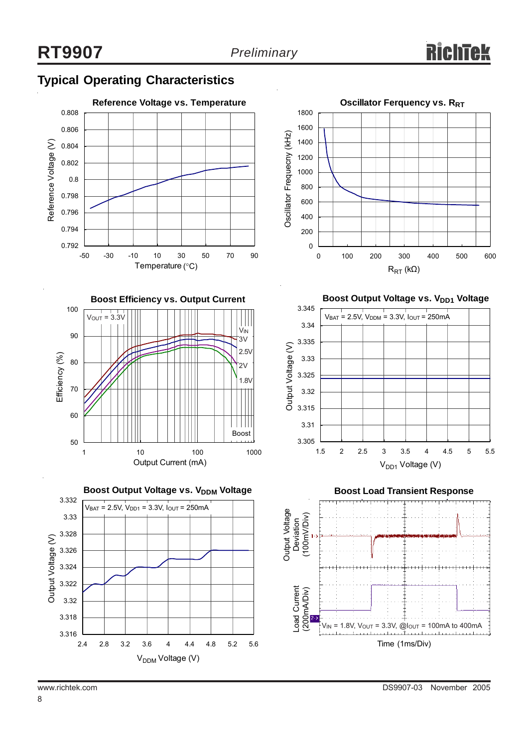## Typical Operating Characteristics

**Reference Voltage vs. Temperature**

Reference Voltage (V) vs. Temperature (°C)

**Oscillator Ferquency vs. $R_{RT}$**

Oscillator Frequecny (kHz) vs. $R_{RT}$ (kΩ)

**Boost Efficiency vs. Output Current**

$V_{OUT}$ = 3.3V; $V_{IN}$ = 3V, 2.5V, 2V, 1.8V; Boost

Efficiency (%) vs. Output Current (mA)

**Boost Output Voltage vs. $V_{DD1}$ Voltage**

$V_{BAT}$ = 2.5V, $V_{DDM}$ = 3.3V, $I_{OUT}$ = 250mA

Output Voltage (V) vs. $V_{DD1}$ Voltage (V)

**Boost Output Voltage vs. $V_{DDM}$ Voltage**

$V_{BAT}$ = 2.5V, $V_{DD1}$ = 3.3V, $I_{OUT}$ = 250mA

Output Voltage (V) vs. $V_{DDM}$ Voltage (V)

**Boost Load Transient Response**

Output Voltage Deviation (100mV/Div); Load Current (200mA/Div)

$V_{IN}$ = 1.8V, $V_{OUT}$ = 3.3V, @$I_{OUT}$ = 100mA to 400mA

Time (1ms/Div)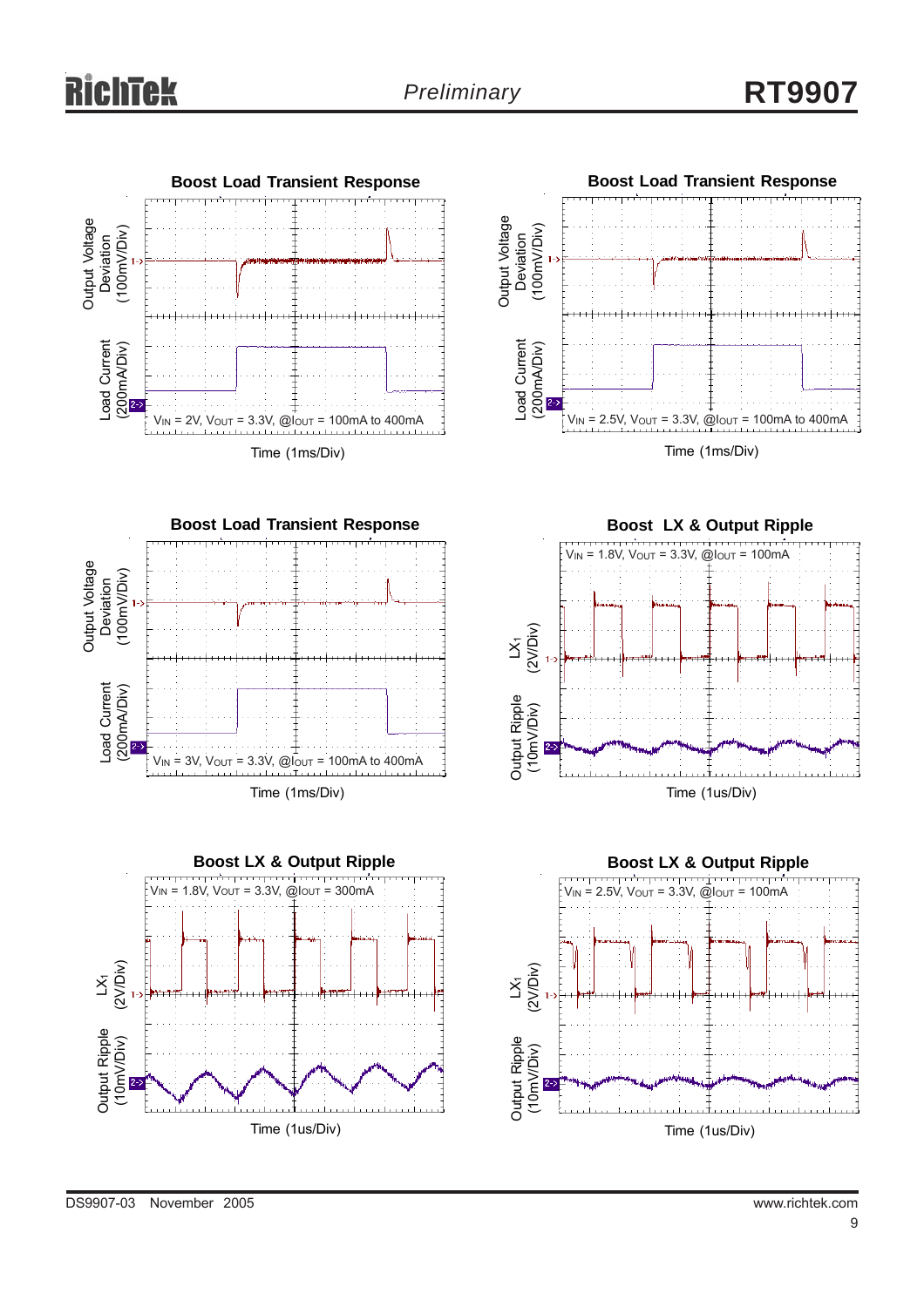### Boost Load Transient Response

Output Voltage Deviation (100mV/Div)

Load Current (200mA/Div)

$V_{IN}$ = 2V, $V_{OUT}$ = 3.3V, @$I_{OUT}$ = 100mA to 400mA

Time (1ms/Div)

### Boost Load Transient Response

Output Voltage Deviation (100mV/Div)

Load Current (200mA/Div)

$V_{IN}$ = 2.5V, $V_{OUT}$ = 3.3V, @$I_{OUT}$ = 100mA to 400mA

Time (1ms/Div)

### Boost Load Transient Response

Output Voltage Deviation (100mV/Div)

Load Current (200mA/Div)

$V_{IN}$ = 3V, $V_{OUT}$ = 3.3V, @$I_{OUT}$ = 100mA to 400mA

Time (1ms/Div)

### Boost LX & Output Ripple

$V_{IN}$ = 1.8V, $V_{OUT}$ = 3.3V, @$I_{OUT}$ = 100mA

$LX_1$ (2V/Div)

Output Ripple (10mV/Div)

Time (1us/Div)

### Boost LX & Output Ripple

$V_{IN}$ = 1.8V, $V_{OUT}$ = 3.3V, @$I_{OUT}$ = 300mA

$LX_1$ (2V/Div)

Output Ripple (10mV/Div)

Time (1us/Div)

### Boost LX & Output Ripple

$V_{IN}$ = 2.5V, $V_{OUT}$ = 3.3V, @$I_{OUT}$ = 100mA

$LX_1$ (2V/Div)

Output Ripple (10mV/Div)

Time (1us/Div)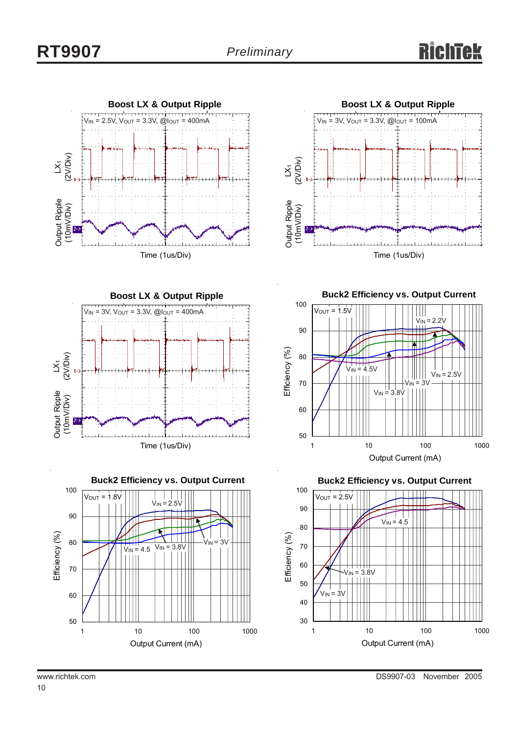**Boost LX & Output Ripple**

$V_{IN}$ = 2.5V, $V_{OUT}$ = 3.3V, @$I_{OUT}$ = 400mA

$LX_1$ (2V/Div)

Output Ripple (10mV/Div)

Time (1us/Div)

**Boost LX & Output Ripple**

$V_{IN}$ = 3V, $V_{OUT}$ = 3.3V, @$I_{OUT}$ = 100mA

$LX_1$ (2V/Div)

Output Ripple (10mV/Div)

Time (1us/Div)

**Boost LX & Output Ripple**

$V_{IN}$ = 3V, $V_{OUT}$ = 3.3V, @$I_{OUT}$ = 400mA

$LX_1$ (2V/Div)

Output Ripple (10mV/Div)

Time (1us/Div)

**Buck2 Efficiency vs. Output Current**

$V_{OUT}$ = 1.5V

$V_{IN}$ = 2.2V, $V_{IN}$ = 2.5V, $V_{IN}$ = 3V, $V_{IN}$ = 3.8V, $V_{IN}$ = 4.5V

Efficiency (%)

Output Current (mA)

**Buck2 Efficiency vs. Output Current**

$V_{OUT}$ = 1.8V

$V_{IN}$ = 2.5V, $V_{IN}$ = 3V, $V_{IN}$ = 3.8V, $V_{IN}$ = 4.5

Efficiency (%)

Output Current (mA)

**Buck2 Efficiency vs. Output Current**

$V_{OUT}$ = 2.5V

$V_{IN}$ = 4.5, $V_{IN}$ = 3.8V, $V_{IN}$ = 3V

Efficiency (%)

Output Current (mA)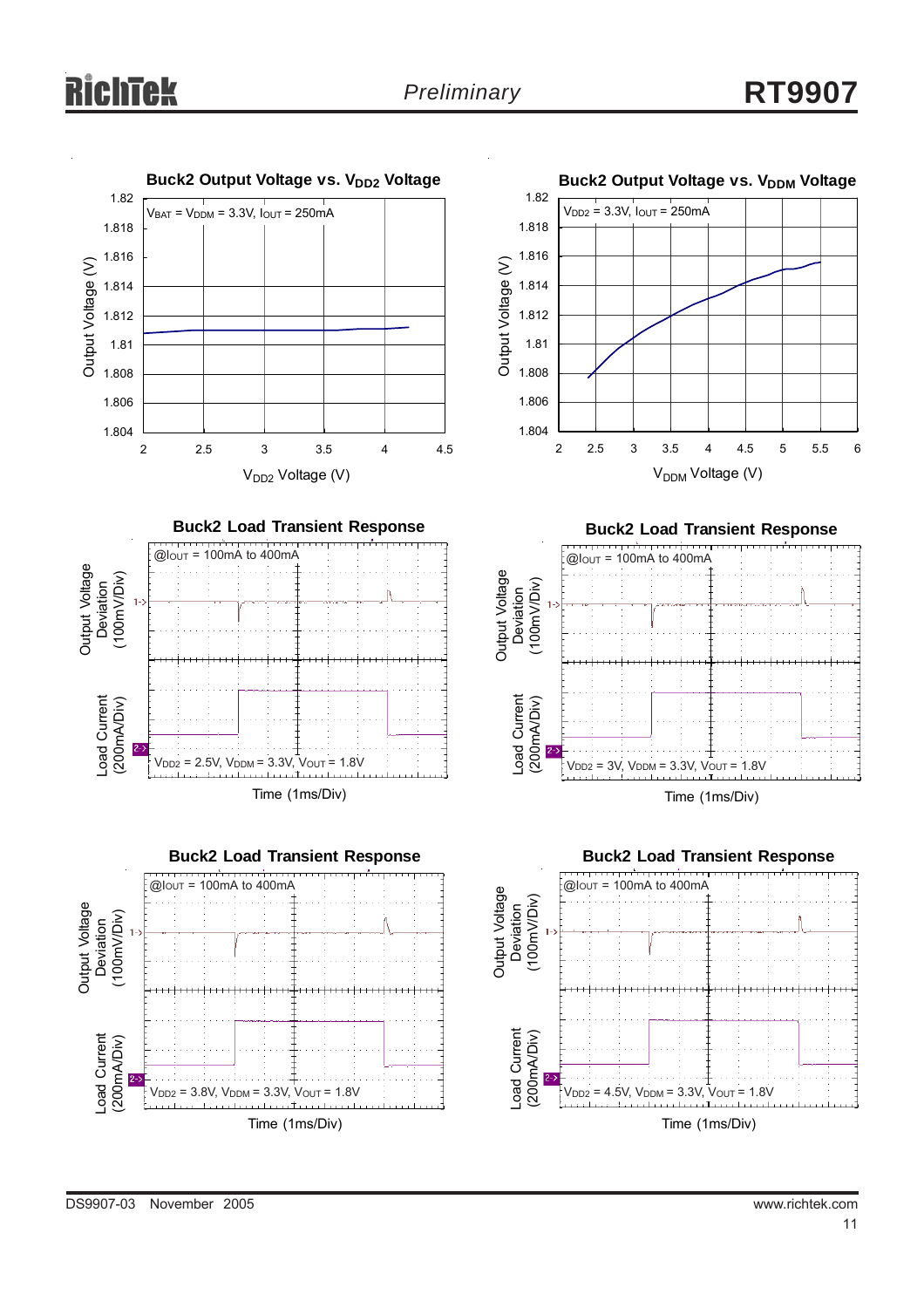**Buck2 Output Voltage vs. $V_{DD2}$ Voltage**

$V_{BAT} = V_{DDM} = 3.3V$, $I_{OUT} = 250mA$

Output Voltage (V) vs. $V_{DD2}$ Voltage (V)

**Buck2 Output Voltage vs. $V_{DDM}$ Voltage**

$V_{DD2} = 3.3V$, $I_{OUT} = 250mA$

Output Voltage (V) vs. $V_{DDM}$ Voltage (V)

**Buck2 Load Transient Response**

@$I_{OUT}$ = 100mA to 400mA

$V_{DD2} = 2.5V$, $V_{DDM} = 3.3V$, $V_{OUT} = 1.8V$

Output Voltage Deviation (100mV/Div); Load Current (200mA/Div); Time (1ms/Div)

**Buck2 Load Transient Response**

@$I_{OUT}$ = 100mA to 400mA

$V_{DD2} = 3V$, $V_{DDM} = 3.3V$, $V_{OUT} = 1.8V$

Output Voltage Deviation (100mV/Div); Load Current (200mA/Div); Time (1ms/Div)

**Buck2 Load Transient Response**

@$I_{OUT}$ = 100mA to 400mA

$V_{DD2} = 3.8V$, $V_{DDM} = 3.3V$, $V_{OUT} = 1.8V$

Output Voltage Deviation (100mV/Div); Load Current (200mA/Div); Time (1ms/Div)

**Buck2 Load Transient Response**

@$I_{OUT}$ = 100mA to 400mA

$V_{DD2} = 4.5V$, $V_{DDM} = 3.3V$, $V_{OUT} = 1.8V$

Output Voltage Deviation (100mV/Div); Load Current (200mA/Div); Time (1ms/Div)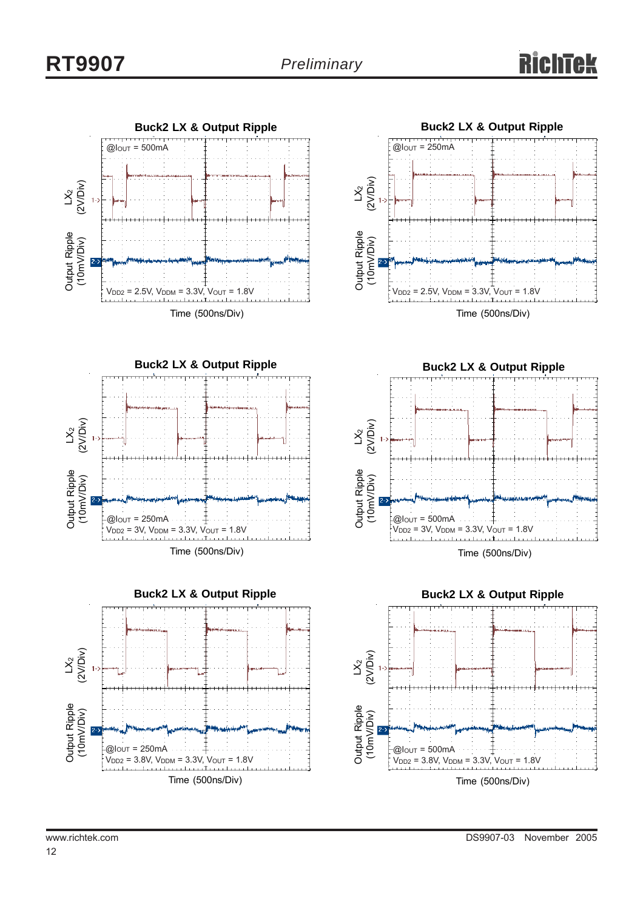**Buck2 LX & Output Ripple**

LX2 (2V/Div)

Output Ripple (10mV/Div)

@$I_{OUT}$ = 500mA

$V_{DD2}$ = 2.5V, $V_{DDM}$ = 3.3V, $V_{OUT}$ = 1.8V

Time (500ns/Div)

**Buck2 LX & Output Ripple**

LX2 (2V/Div)

Output Ripple (10mV/Div)

@$I_{OUT}$ = 250mA

$V_{DD2}$ = 2.5V, $V_{DDM}$ = 3.3V, $V_{OUT}$ = 1.8V

Time (500ns/Div)

**Buck2 LX & Output Ripple**

LX2 (2V/Div)

Output Ripple (10mV/Div)

@$I_{OUT}$ = 250mA

$V_{DD2}$ = 3V, $V_{DDM}$ = 3.3V, $V_{OUT}$ = 1.8V

Time (500ns/Div)

**Buck2 LX & Output Ripple**

LX2 (2V/Div)

Output Ripple (10mV/Div)

@$I_{OUT}$ = 500mA

$V_{DD2}$ = 3V, $V_{DDM}$ = 3.3V, $V_{OUT}$ = 1.8V

Time (500ns/Div)

**Buck2 LX & Output Ripple**

LX2 (2V/Div)

Output Ripple (10mV/Div)

@$I_{OUT}$ = 250mA

$V_{DD2}$ = 3.8V, $V_{DDM}$ = 3.3V, $V_{OUT}$ = 1.8V

Time (500ns/Div)

**Buck2 LX & Output Ripple**

LX2 (2V/Div)

Output Ripple (10mV/Div)

@$I_{OUT}$ = 500mA

$V_{DD2}$ = 3.8V, $V_{DDM}$ = 3.3V, $V_{OUT}$ = 1.8V

Time (500ns/Div)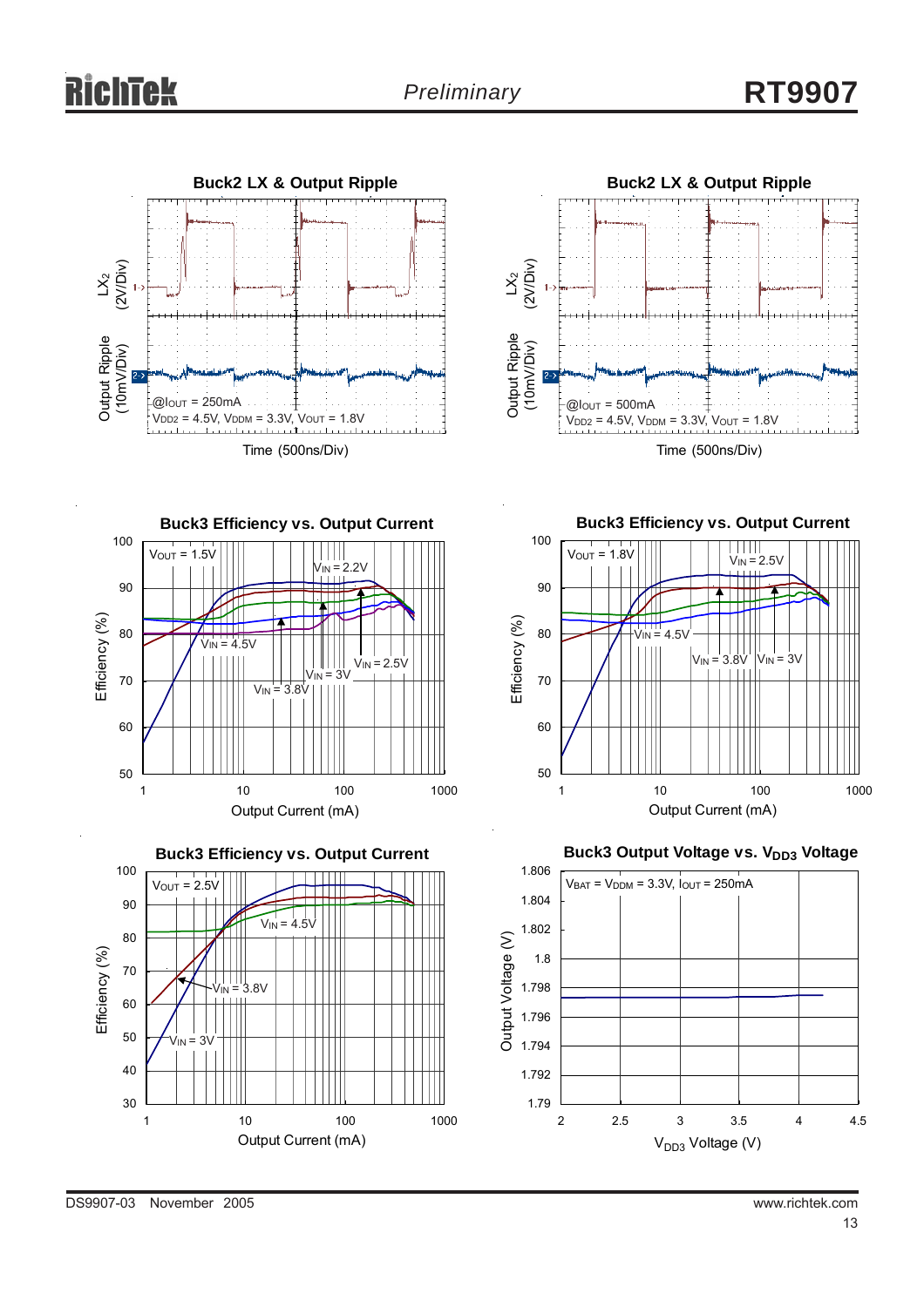## Buck2 LX & Output Ripple

LX2 (2V/Div)

Output Ripple (10mV/Div)

@$I_{OUT}$ = 250mA

$V_{DD2}$ = 4.5V, $V_{DDM}$ = 3.3V, $V_{OUT}$ = 1.8V

Time (500ns/Div)

## Buck2 LX & Output Ripple

LX2 (2V/Div)

Output Ripple (10mV/Div)

@$I_{OUT}$ = 500mA

$V_{DD2}$ = 4.5V, $V_{DDM}$ = 3.3V, $V_{OUT}$ = 1.8V

Time (500ns/Div)

## Buck3 Efficiency vs. Output Current

$V_{OUT}$ = 1.5V

$V_{IN}$ = 2.2V, $V_{IN}$ = 4.5V, $V_{IN}$ = 2.5V, $V_{IN}$ = 3V, $V_{IN}$ = 3.8V

Efficiency (%): 50 – 100

Output Current (mA): 1 – 1000

## Buck3 Efficiency vs. Output Current

$V_{OUT}$ = 1.8V

$V_{IN}$ = 2.5V, $V_{IN}$ = 4.5V, $V_{IN}$ = 3.8V, $V_{IN}$ = 3V

Efficiency (%): 50 – 100

Output Current (mA): 1 – 1000

## Buck3 Efficiency vs. Output Current

$V_{OUT}$ = 2.5V

$V_{IN}$ = 4.5V, $V_{IN}$ = 3.8V, $V_{IN}$ = 3V

Efficiency (%): 30 – 100

Output Current (mA): 1 – 1000

## Buck3 Output Voltage vs. $V_{DD3}$ Voltage

$V_{BAT}$ = $V_{DDM}$ = 3.3V, $I_{OUT}$ = 250mA

Output Voltage (V): 1.79 – 1.806

$V_{DD3}$ Voltage (V): 2 – 4.5

DS9907-03 November 2005

www.richtek.com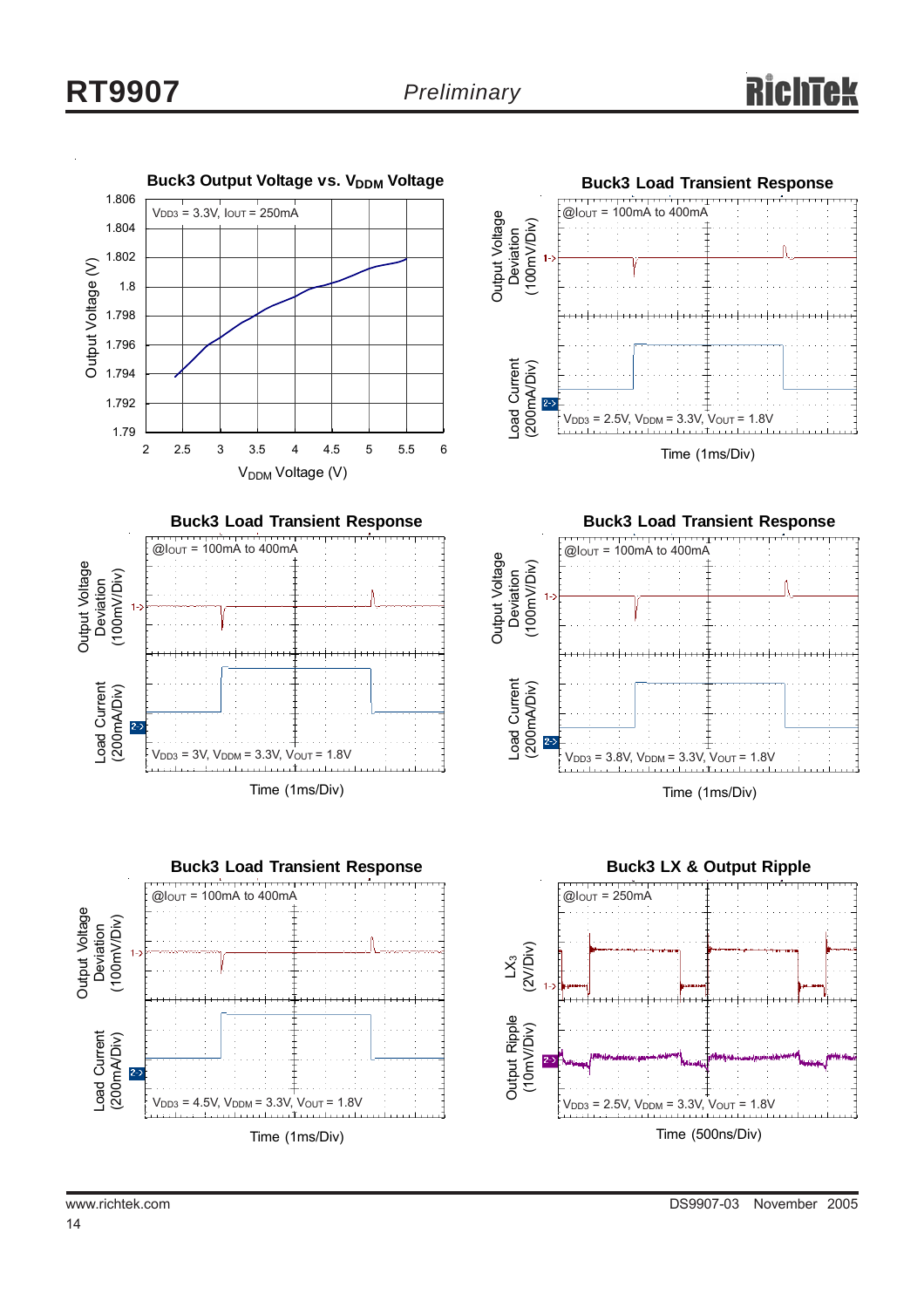**Buck3 Output Voltage vs. $V_{DDM}$ Voltage**

$V_{DD3}$ = 3.3V, $I_{OUT}$ = 250mA

Output Voltage (V): 1.79, 1.792, 1.794, 1.796, 1.798, 1.8, 1.802, 1.804, 1.806

$V_{DDM}$ Voltage (V): 2, 2.5, 3, 3.5, 4, 4.5, 5, 5.5, 6

**Buck3 Load Transient Response**

@$I_{OUT}$ = 100mA to 400mA

Output Voltage Deviation (100mV/Div)

Load Current (200mA/Div)

$V_{DD3}$ = 2.5V, $V_{DDM}$ = 3.3V, $V_{OUT}$ = 1.8V

Time (1ms/Div)

**Buck3 Load Transient Response**

@$I_{OUT}$ = 100mA to 400mA

Output Voltage Deviation (100mV/Div)

Load Current (200mA/Div)

$V_{DD3}$ = 3V, $V_{DDM}$ = 3.3V, $V_{OUT}$ = 1.8V

Time (1ms/Div)

**Buck3 Load Transient Response**

@$I_{OUT}$ = 100mA to 400mA

Output Voltage Deviation (100mV/Div)

Load Current (200mA/Div)

$V_{DD3}$ = 3.8V, $V_{DDM}$ = 3.3V, $V_{OUT}$ = 1.8V

Time (1ms/Div)

**Buck3 Load Transient Response**

@$I_{OUT}$ = 100mA to 400mA

Output Voltage Deviation (100mV/Div)

Load Current (200mA/Div)

$V_{DD3}$ = 4.5V, $V_{DDM}$ = 3.3V, $V_{OUT}$ = 1.8V

Time (1ms/Div)

**Buck3 LX & Output Ripple**

@$I_{OUT}$ = 250mA

$LX_3$ (2V/Div)

Output Ripple (10mV/Div)

$V_{DD3}$ = 2.5V, $V_{DDM}$ = 3.3V, $V_{OUT}$ = 1.8V

Time (500ns/Div)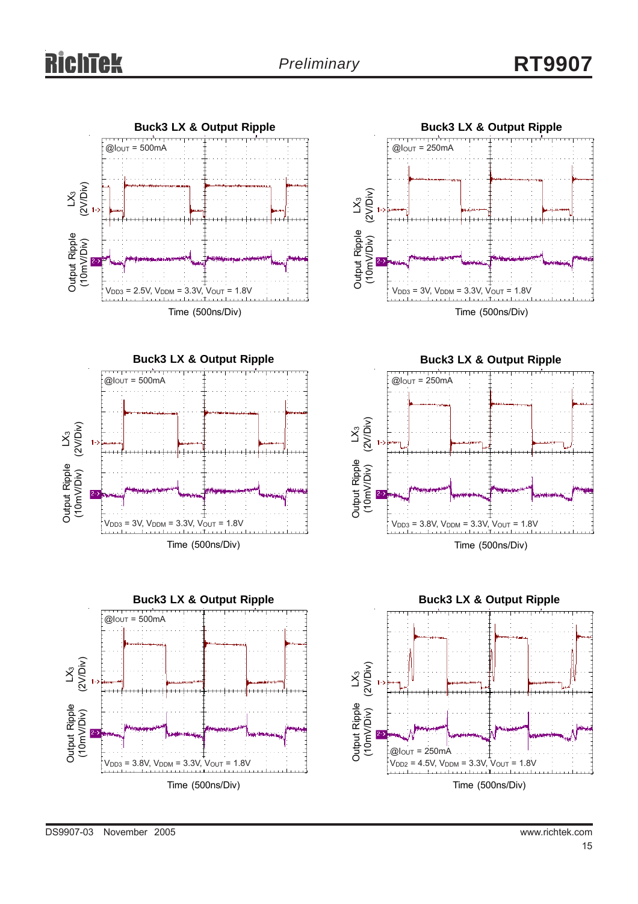**Buck3 LX & Output Ripple**

@$I_{OUT}$ = 500mA

LX3 (2V/Div)

Output Ripple (10mV/Div)

$V_{DD3}$ = 2.5V, $V_{DDM}$ = 3.3V, $V_{OUT}$ = 1.8V

Time (500ns/Div)

**Buck3 LX & Output Ripple**

@$I_{OUT}$ = 250mA

LX3 (2V/Div)

Output Ripple (10mV/Div)

$V_{DD3}$ = 3V, $V_{DDM}$ = 3.3V, $V_{OUT}$ = 1.8V

Time (500ns/Div)

**Buck3 LX & Output Ripple**

@$I_{OUT}$ = 500mA

LX3 (2V/Div)

Output Ripple (10mV/Div)

$V_{DD3}$ = 3V, $V_{DDM}$ = 3.3V, $V_{OUT}$ = 1.8V

Time (500ns/Div)

**Buck3 LX & Output Ripple**

@$I_{OUT}$ = 250mA

LX3 (2V/Div)

Output Ripple (10mV/Div)

$V_{DD3}$ = 3.8V, $V_{DDM}$ = 3.3V, $V_{OUT}$ = 1.8V

Time (500ns/Div)

**Buck3 LX & Output Ripple**

@$I_{OUT}$ = 500mA

LX3 (2V/Div)

Output Ripple (10mV/Div)

$V_{DD3}$ = 3.8V, $V_{DDM}$ = 3.3V, $V_{OUT}$ = 1.8V

Time (500ns/Div)

**Buck3 LX & Output Ripple**

LX3 (2V/Div)

Output Ripple (10mV/Div)

@$I_{OUT}$ = 250mA

$V_{DD2}$ = 4.5V, $V_{DDM}$ = 3.3V, $V_{OUT}$ = 1.8V

Time (500ns/Div)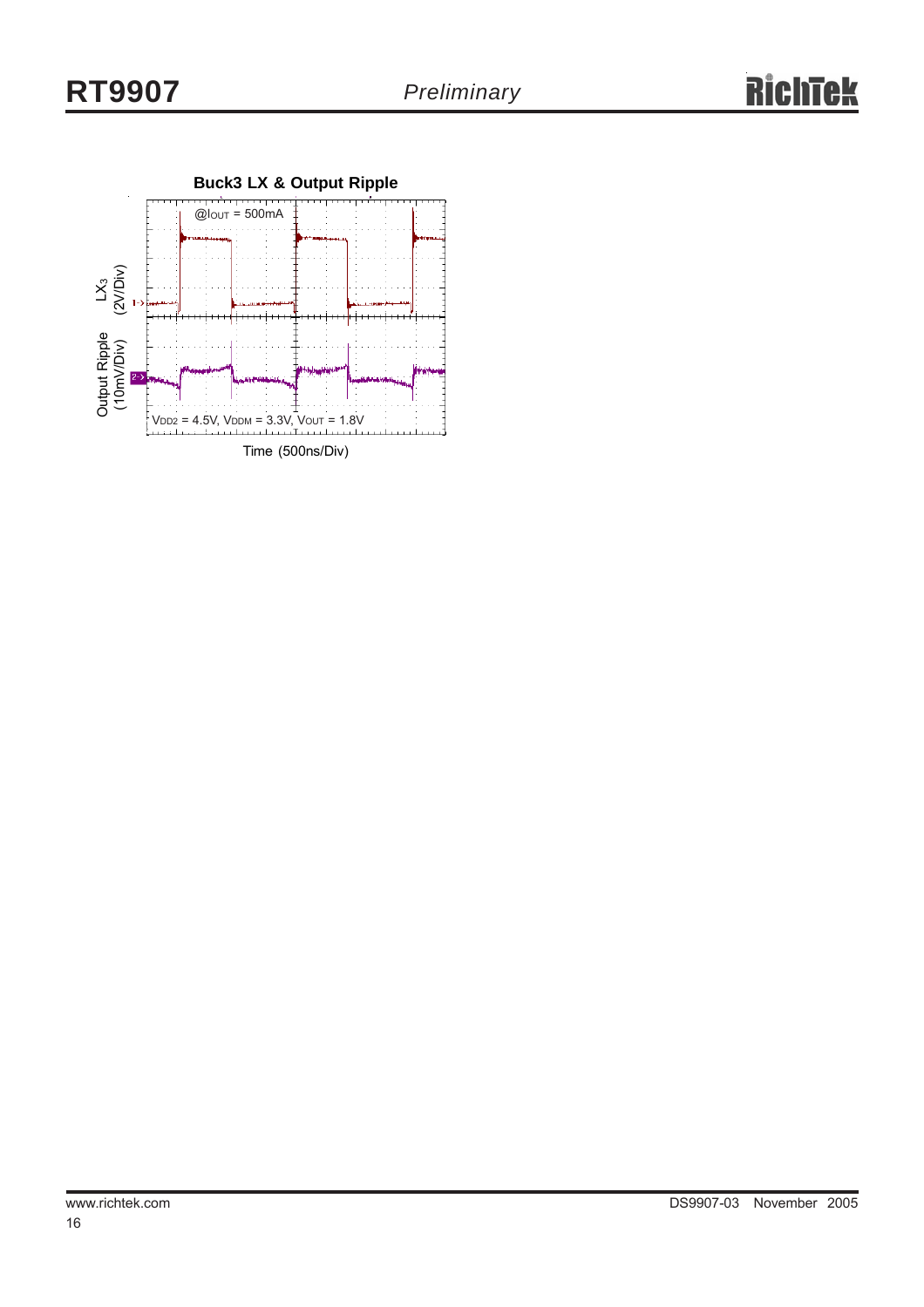**Buck3 LX & Output Ripple**

$@I_{OUT}$ = 500mA

$LX_3$ (2V/Div)

Output Ripple (10mV/Div)

$V_{DD2}$ = 4.5V, $V_{DDM}$ = 3.3V, $V_{OUT}$ = 1.8V

Time (500ns/Div)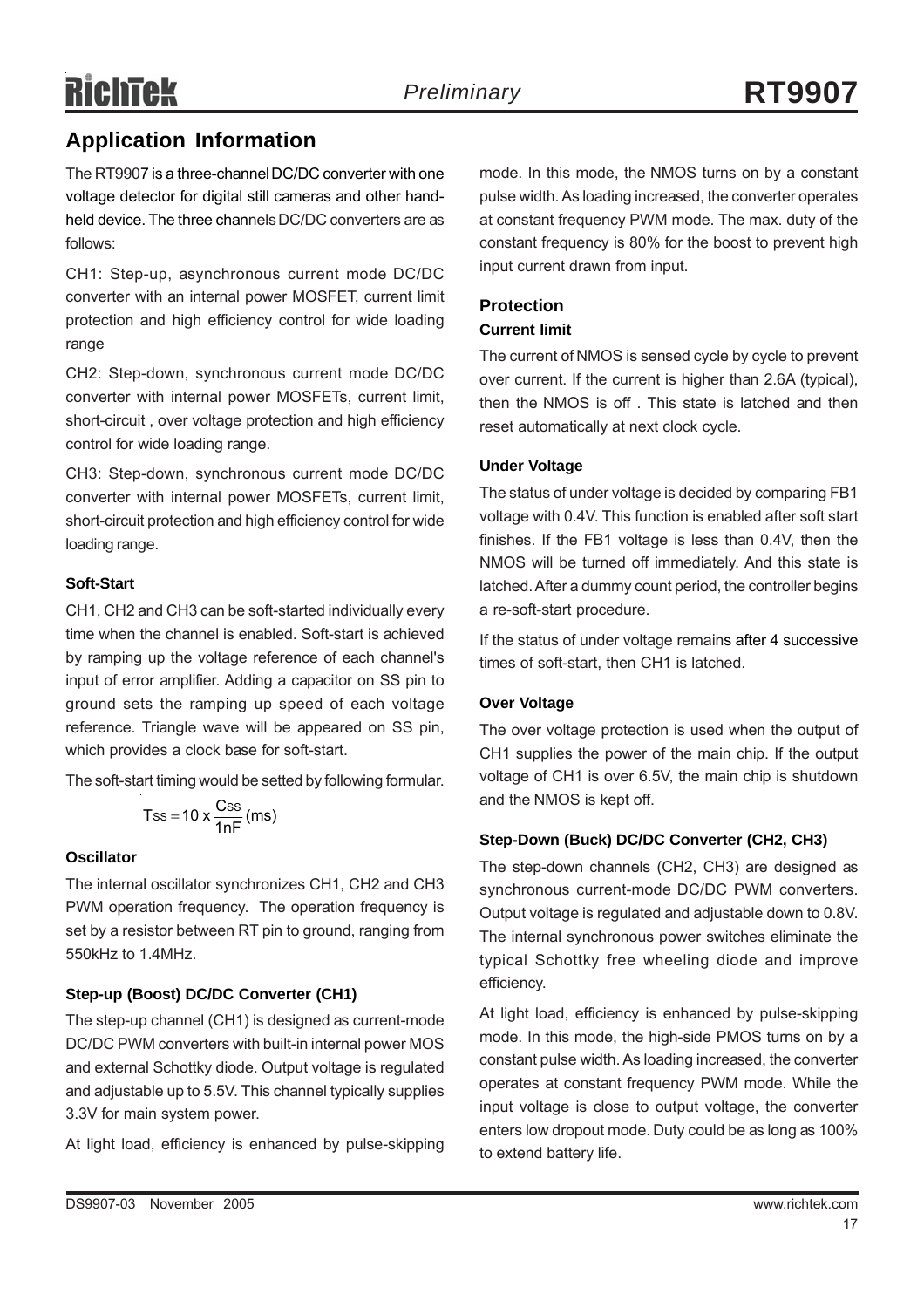## Application Information

The RT9907 is a three-channel DC/DC converter with one voltage detector for digital still cameras and other handheld device. The three channels DC/DC converters are as follows:

CH1: Step-up, asynchronous current mode DC/DC converter with an internal power MOSFET, current limit protection and high efficiency control for wide loading range

CH2: Step-down, synchronous current mode DC/DC converter with internal power MOSFETs, current limit, short-circuit , over voltage protection and high efficiency control for wide loading range.

CH3: Step-down, synchronous current mode DC/DC converter with internal power MOSFETs, current limit, short-circuit protection and high efficiency control for wide loading range.

#### Soft-Start

CH1, CH2 and CH3 can be soft-started individually every time when the channel is enabled. Soft-start is achieved by ramping up the voltage reference of each channel's input of error amplifier. Adding a capacitor on SS pin to ground sets the ramping up speed of each voltage reference. Triangle wave will be appeared on SS pin, which provides a clock base for soft-start.

The soft-start timing would be setted by following formular.

$$T_{SS} = 10 \times \frac{C_{SS}}{1nF}\ (ms)$$

#### Oscillator

The internal oscillator synchronizes CH1, CH2 and CH3 PWM operation frequency. The operation frequency is set by a resistor between RT pin to ground, ranging from 550kHz to 1.4MHz.

#### Step-up (Boost) DC/DC Converter (CH1)

The step-up channel (CH1) is designed as current-mode DC/DC PWM converters with built-in internal power MOS and external Schottky diode. Output voltage is regulated and adjustable up to 5.5V. This channel typically supplies 3.3V for main system power.

At light load, efficiency is enhanced by pulse-skipping mode. In this mode, the NMOS turns on by a constant pulse width. As loading increased, the converter operates at constant frequency PWM mode. The max. duty of the constant frequency is 80% for the boost to prevent high input current drawn from input.

### Protection

#### Current limit

The current of NMOS is sensed cycle by cycle to prevent over current. If the current is higher than 2.6A (typical), then the NMOS is off . This state is latched and then reset automatically at next clock cycle.

#### Under Voltage

The status of under voltage is decided by comparing FB1 voltage with 0.4V. This function is enabled after soft start finishes. If the FB1 voltage is less than 0.4V, then the NMOS will be turned off immediately. And this state is latched. After a dummy count period, the controller begins a re-soft-start procedure.

If the status of under voltage remains after 4 successive times of soft-start, then CH1 is latched.

#### Over Voltage

The over voltage protection is used when the output of CH1 supplies the power of the main chip. If the output voltage of CH1 is over 6.5V, the main chip is shutdown and the NMOS is kept off.

#### Step-Down (Buck) DC/DC Converter (CH2, CH3)

The step-down channels (CH2, CH3) are designed as synchronous current-mode DC/DC PWM converters. Output voltage is regulated and adjustable down to 0.8V. The internal synchronous power switches eliminate the typical Schottky free wheeling diode and improve efficiency.

At light load, efficiency is enhanced by pulse-skipping mode. In this mode, the high-side PMOS turns on by a constant pulse width. As loading increased, the converter operates at constant frequency PWM mode. While the input voltage is close to output voltage, the converter enters low dropout mode. Duty could be as long as 100% to extend battery life.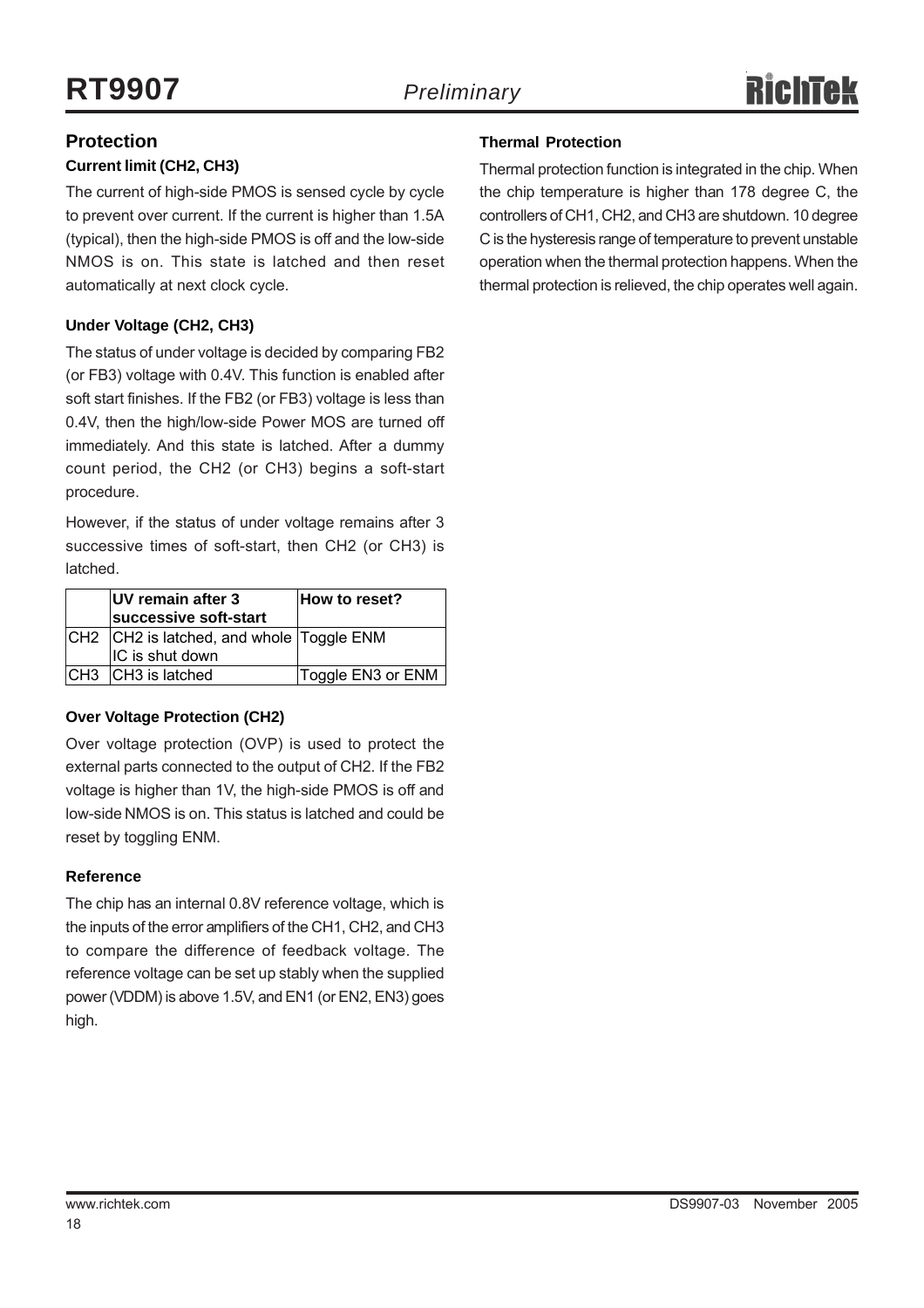## Protection

### Current limit (CH2, CH3)

The current of high-side PMOS is sensed cycle by cycle to prevent over current. If the current is higher than 1.5A (typical), then the high-side PMOS is off and the low-side NMOS is on. This state is latched and then reset automatically at next clock cycle.

### Under Voltage (CH2, CH3)

The status of under voltage is decided by comparing FB2 (or FB3) voltage with 0.4V. This function is enabled after soft start finishes. If the FB2 (or FB3) voltage is less than 0.4V, then the high/low-side Power MOS are turned off immediately. And this state is latched. After a dummy count period, the CH2 (or CH3) begins a soft-start procedure.

However, if the status of under voltage remains after 3 successive times of soft-start, then CH2 (or CH3) is latched.

| | UV remain after 3 successive soft-start | How to reset? |
|---|---|---|
| CH2 | CH2 is latched, and whole IC is shut down | Toggle ENM |
| CH3 | CH3 is latched | Toggle EN3 or ENM |

### Over Voltage Protection (CH2)

Over voltage protection (OVP) is used to protect the external parts connected to the output of CH2. If the FB2 voltage is higher than 1V, the high-side PMOS is off and low-side NMOS is on. This status is latched and could be reset by toggling ENM.

### Reference

The chip has an internal 0.8V reference voltage, which is the inputs of the error amplifiers of the CH1, CH2, and CH3 to compare the difference of feedback voltage. The reference voltage can be set up stably when the supplied power (VDDM) is above 1.5V, and EN1 (or EN2, EN3) goes high.

### Thermal Protection

Thermal protection function is integrated in the chip. When the chip temperature is higher than 178 degree C, the controllers of CH1, CH2, and CH3 are shutdown. 10 degree C is the hysteresis range of temperature to prevent unstable operation when the thermal protection happens. When the thermal protection is relieved, the chip operates well again.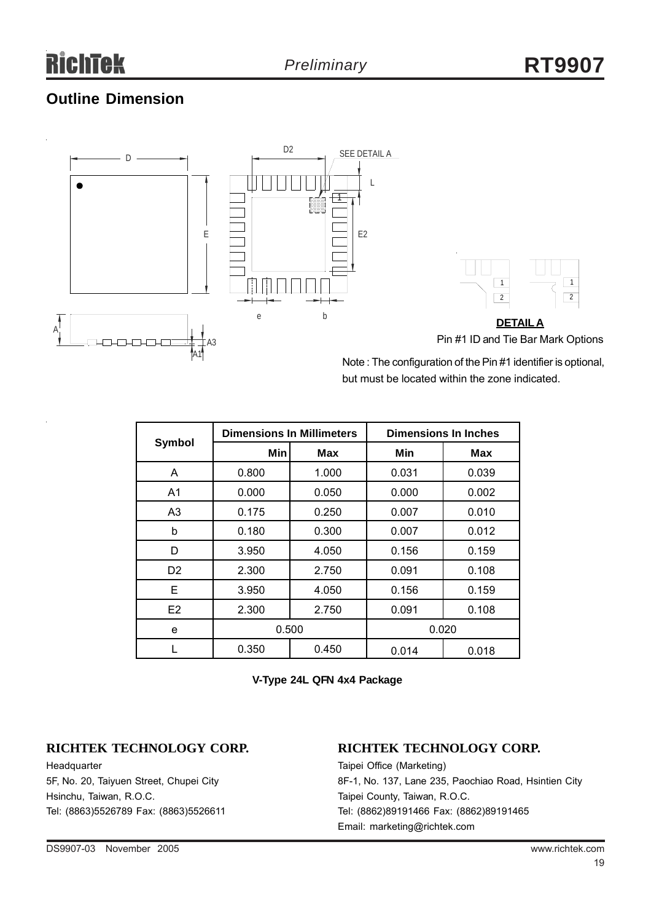## Outline Dimension

D

D2

SEE DETAIL A

L

1

E

E2

e

b

A

A3

A1

1

2

1

2

**DETAIL A**

Pin #1 ID and Tie Bar Mark Options

Note : The configuration of the Pin #1 identifier is optional, but must be located within the zone indicated.

| Symbol | Dimensions In Millimeters | | Dimensions In Inches | |
|---|---|---|---|---|
| | Min | Max | Min | Max |
| A | 0.800 | 1.000 | 0.031 | 0.039 |
| A1 | 0.000 | 0.050 | 0.000 | 0.002 |
| A3 | 0.175 | 0.250 | 0.007 | 0.010 |
| b | 0.180 | 0.300 | 0.007 | 0.012 |
| D | 3.950 | 4.050 | 0.156 | 0.159 |
| D2 | 2.300 | 2.750 | 0.091 | 0.108 |
| E | 3.950 | 4.050 | 0.156 | 0.159 |
| E2 | 2.300 | 2.750 | 0.091 | 0.108 |
| e | 0.500 | | 0.020 | |
| L | 0.350 | 0.450 | 0.014 | 0.018 |

**V-Type 24L QFN 4x4 Package**

**RICHTEK TECHNOLOGY CORP.**

Headquarter
5F, No. 20, Taiyuen Street, Chupei City
Hsinchu, Taiwan, R.O.C.
Tel: (8863)5526789 Fax: (8863)5526611

**RICHTEK TECHNOLOGY CORP.**

Taipei Office (Marketing)
8F-1, No. 137, Lane 235, Paochiao Road, Hsintien City
Taipei County, Taiwan, R.O.C.
Tel: (8862)89191466 Fax: (8862)89191465
Email: marketing@richtek.com